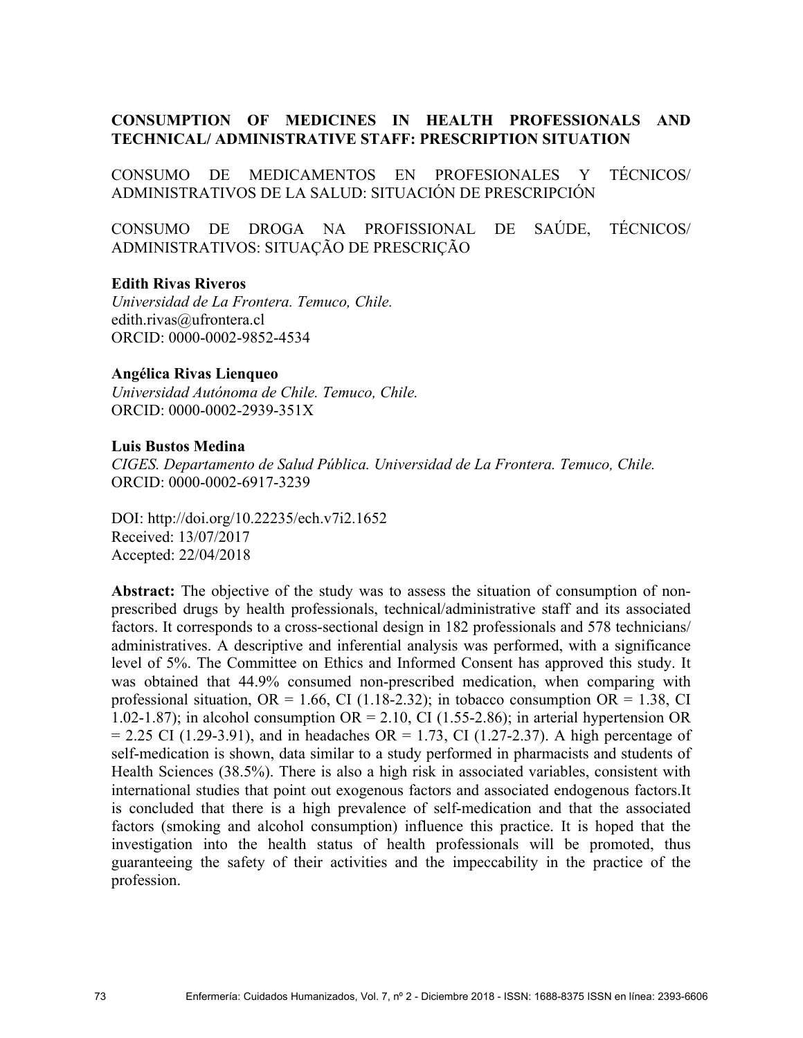# CONSUMPTION OF MEDICINES IN HEALTH PROFESSIONALS AND TECHNICAL/ ADMINISTRATIVE STAFF: PRESCRIPTION SITUATION

CONSUMO DE MEDICAMENTOS EN PROFESIONALES Y TÉCNICOS/ ADMINISTRATIVOS DE LA SALUD: SITUACIÓN DE PRESCRIPCIÓN

CONSUMO DE DROGA NA PROFISSIONAL DE SAÚDE, TÉCNICOS/ ADMINISTRATIVOS: SITUAÇÃO DE PRESCRIÇÃO

**Edith Rivas Riveros**
*Universidad de La Frontera. Temuco, Chile.*
edith.rivas@ufrontera.cl
ORCID: 0000-0002-9852-4534

**Angélica Rivas Lienqueo**
*Universidad Autónoma de Chile. Temuco, Chile.*
ORCID: 0000-0002-2939-351X

**Luis Bustos Medina**
*CIGES. Departamento de Salud Pública. Universidad de La Frontera. Temuco, Chile.*
ORCID: 0000-0002-6917-3239

DOI: http://doi.org/10.22235/ech.v7i2.1652
Received: 13/07/2017
Accepted: 22/04/2018

**Abstract:** The objective of the study was to assess the situation of consumption of non-prescribed drugs by health professionals, technical/administrative staff and its associated factors. It corresponds to a cross-sectional design in 182 professionals and 578 technicians/ administratives. A descriptive and inferential analysis was performed, with a significance level of 5%. The Committee on Ethics and Informed Consent has approved this study. It was obtained that 44.9% consumed non-prescribed medication, when comparing with professional situation, OR = 1.66, CI (1.18-2.32); in tobacco consumption OR = 1.38, CI 1.02-1.87); in alcohol consumption OR = 2.10, CI (1.55-2.86); in arterial hypertension OR = 2.25 CI (1.29-3.91), and in headaches OR = 1.73, CI (1.27-2.37). A high percentage of self-medication is shown, data similar to a study performed in pharmacists and students of Health Sciences (38.5%). There is also a high risk in associated variables, consistent with international studies that point out exogenous factors and associated endogenous factors.It is concluded that there is a high prevalence of self-medication and that the associated factors (smoking and alcohol consumption) influence this practice. It is hoped that the investigation into the health status of health professionals will be promoted, thus guaranteeing the safety of their activities and the impeccability in the practice of the profession.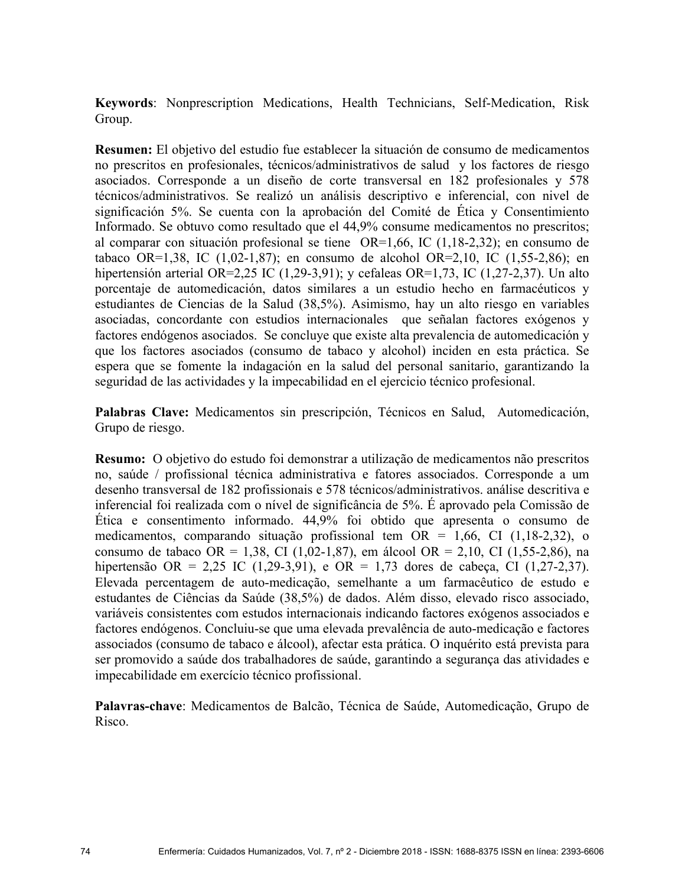**Keywords**: Nonprescription Medications, Health Technicians, Self-Medication, Risk Group.

**Resumen:** El objetivo del estudio fue establecer la situación de consumo de medicamentos no prescritos en profesionales, técnicos/administrativos de salud y los factores de riesgo asociados. Corresponde a un diseño de corte transversal en 182 profesionales y 578 técnicos/administrativos. Se realizó un análisis descriptivo e inferencial, con nivel de significación 5%. Se cuenta con la aprobación del Comité de Ética y Consentimiento Informado. Se obtuvo como resultado que el 44,9% consume medicamentos no prescritos; al comparar con situación profesional se tiene OR=1,66, IC (1,18-2,32); en consumo de tabaco OR=1,38, IC (1,02-1,87); en consumo de alcohol OR=2,10, IC (1,55-2,86); en hipertensión arterial OR=2,25 IC (1,29-3,91); y cefaleas OR=1,73, IC (1,27-2,37). Un alto porcentaje de automedicación, datos similares a un estudio hecho en farmacéuticos y estudiantes de Ciencias de la Salud (38,5%). Asimismo, hay un alto riesgo en variables asociadas, concordante con estudios internacionales que señalan factores exógenos y factores endógenos asociados. Se concluye que existe alta prevalencia de automedicación y que los factores asociados (consumo de tabaco y alcohol) inciden en esta práctica. Se espera que se fomente la indagación en la salud del personal sanitario, garantizando la seguridad de las actividades y la impecabilidad en el ejercicio técnico profesional.

**Palabras Clave:** Medicamentos sin prescripción, Técnicos en Salud, Automedicación, Grupo de riesgo.

**Resumo:** O objetivo do estudo foi demonstrar a utilização de medicamentos não prescritos no, saúde / profissional técnica administrativa e fatores associados. Corresponde a um desenho transversal de 182 profissionais e 578 técnicos/administrativos. análise descritiva e inferencial foi realizada com o nível de significância de 5%. É aprovado pela Comissão de Ética e consentimento informado. 44,9% foi obtido que apresenta o consumo de medicamentos, comparando situação profissional tem OR = 1,66, CI (1,18-2,32), o consumo de tabaco OR = 1,38, CI (1,02-1,87), em álcool OR = 2,10, CI (1,55-2,86), na hipertensão OR = 2,25 IC (1,29-3,91), e OR = 1,73 dores de cabeça, CI (1,27-2,37). Elevada percentagem de auto-medicação, semelhante a um farmacêutico de estudo e estudantes de Ciências da Saúde (38,5%) de dados. Além disso, elevado risco associado, variáveis consistentes com estudos internacionais indicando factores exógenos associados e factores endógenos. Concluiu-se que uma elevada prevalência de auto-medicação e factores associados (consumo de tabaco e álcool), afectar esta prática. O inquérito está prevista para ser promovido a saúde dos trabalhadores de saúde, garantindo a segurança das atividades e impecabilidade em exercício técnico profissional.

**Palavras-chave**: Medicamentos de Balcão, Técnica de Saúde, Automedicação, Grupo de Risco.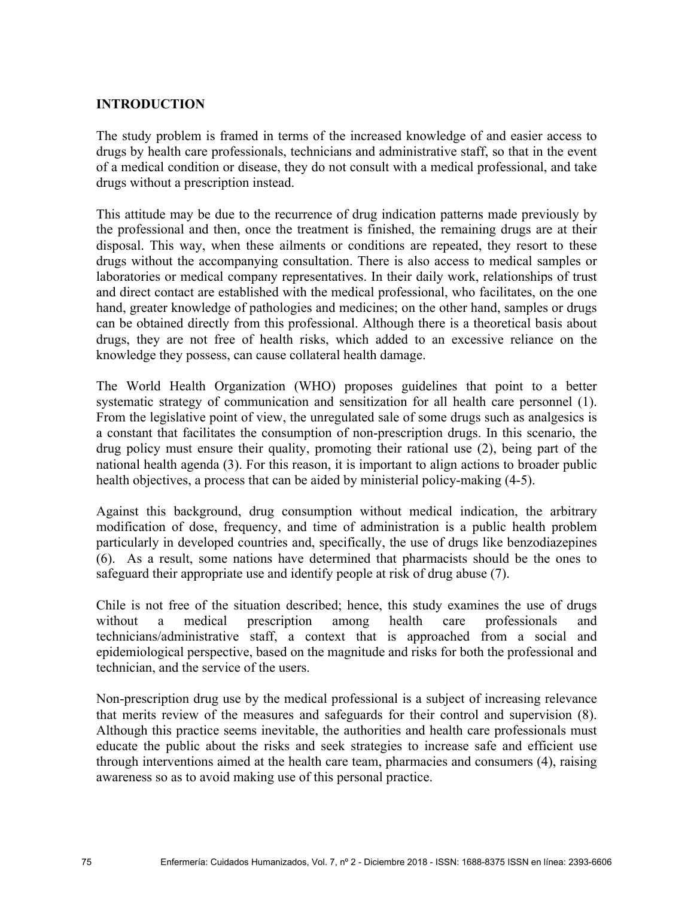## INTRODUCTION

The study problem is framed in terms of the increased knowledge of and easier access to drugs by health care professionals, technicians and administrative staff, so that in the event of a medical condition or disease, they do not consult with a medical professional, and take drugs without a prescription instead.

This attitude may be due to the recurrence of drug indication patterns made previously by the professional and then, once the treatment is finished, the remaining drugs are at their disposal. This way, when these ailments or conditions are repeated, they resort to these drugs without the accompanying consultation. There is also access to medical samples or laboratories or medical company representatives. In their daily work, relationships of trust and direct contact are established with the medical professional, who facilitates, on the one hand, greater knowledge of pathologies and medicines; on the other hand, samples or drugs can be obtained directly from this professional. Although there is a theoretical basis about drugs, they are not free of health risks, which added to an excessive reliance on the knowledge they possess, can cause collateral health damage.

The World Health Organization (WHO) proposes guidelines that point to a better systematic strategy of communication and sensitization for all health care personnel (1). From the legislative point of view, the unregulated sale of some drugs such as analgesics is a constant that facilitates the consumption of non-prescription drugs. In this scenario, the drug policy must ensure their quality, promoting their rational use (2), being part of the national health agenda (3). For this reason, it is important to align actions to broader public health objectives, a process that can be aided by ministerial policy-making (4-5).

Against this background, drug consumption without medical indication, the arbitrary modification of dose, frequency, and time of administration is a public health problem particularly in developed countries and, specifically, the use of drugs like benzodiazepines (6). As a result, some nations have determined that pharmacists should be the ones to safeguard their appropriate use and identify people at risk of drug abuse (7).

Chile is not free of the situation described; hence, this study examines the use of drugs without a medical prescription among health care professionals and technicians/administrative staff, a context that is approached from a social and epidemiological perspective, based on the magnitude and risks for both the professional and technician, and the service of the users.

Non-prescription drug use by the medical professional is a subject of increasing relevance that merits review of the measures and safeguards for their control and supervision (8). Although this practice seems inevitable, the authorities and health care professionals must educate the public about the risks and seek strategies to increase safe and efficient use through interventions aimed at the health care team, pharmacies and consumers (4), raising awareness so as to avoid making use of this personal practice.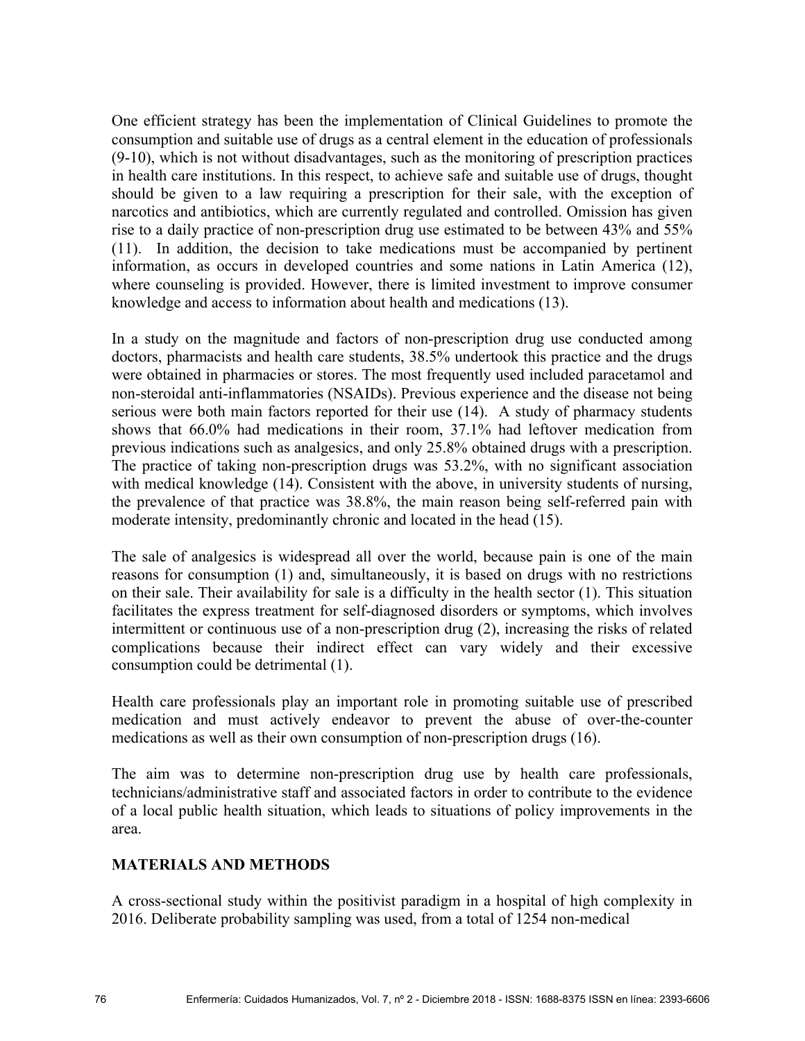One efficient strategy has been the implementation of Clinical Guidelines to promote the consumption and suitable use of drugs as a central element in the education of professionals (9-10), which is not without disadvantages, such as the monitoring of prescription practices in health care institutions. In this respect, to achieve safe and suitable use of drugs, thought should be given to a law requiring a prescription for their sale, with the exception of narcotics and antibiotics, which are currently regulated and controlled. Omission has given rise to a daily practice of non-prescription drug use estimated to be between 43% and 55% (11). In addition, the decision to take medications must be accompanied by pertinent information, as occurs in developed countries and some nations in Latin America (12), where counseling is provided. However, there is limited investment to improve consumer knowledge and access to information about health and medications (13).

In a study on the magnitude and factors of non-prescription drug use conducted among doctors, pharmacists and health care students, 38.5% undertook this practice and the drugs were obtained in pharmacies or stores. The most frequently used included paracetamol and non-steroidal anti-inflammatories (NSAIDs). Previous experience and the disease not being serious were both main factors reported for their use (14). A study of pharmacy students shows that 66.0% had medications in their room, 37.1% had leftover medication from previous indications such as analgesics, and only 25.8% obtained drugs with a prescription. The practice of taking non-prescription drugs was 53.2%, with no significant association with medical knowledge (14). Consistent with the above, in university students of nursing, the prevalence of that practice was 38.8%, the main reason being self-referred pain with moderate intensity, predominantly chronic and located in the head (15).

The sale of analgesics is widespread all over the world, because pain is one of the main reasons for consumption (1) and, simultaneously, it is based on drugs with no restrictions on their sale. Their availability for sale is a difficulty in the health sector (1). This situation facilitates the express treatment for self-diagnosed disorders or symptoms, which involves intermittent or continuous use of a non-prescription drug (2), increasing the risks of related complications because their indirect effect can vary widely and their excessive consumption could be detrimental (1).

Health care professionals play an important role in promoting suitable use of prescribed medication and must actively endeavor to prevent the abuse of over-the-counter medications as well as their own consumption of non-prescription drugs (16).

The aim was to determine non-prescription drug use by health care professionals, technicians/administrative staff and associated factors in order to contribute to the evidence of a local public health situation, which leads to situations of policy improvements in the area.

## MATERIALS AND METHODS

A cross-sectional study within the positivist paradigm in a hospital of high complexity in 2016. Deliberate probability sampling was used, from a total of 1254 non-medical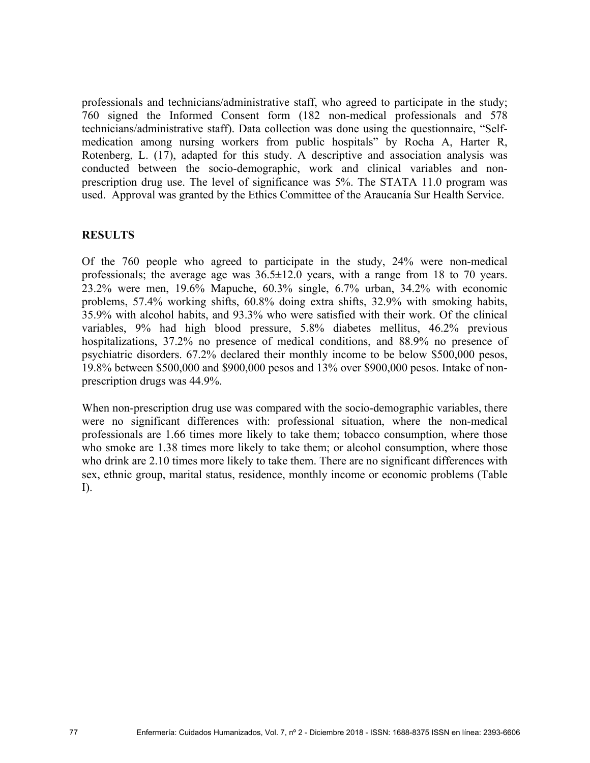professionals and technicians/administrative staff, who agreed to participate in the study; 760 signed the Informed Consent form (182 non-medical professionals and 578 technicians/administrative staff). Data collection was done using the questionnaire, "Self-medication among nursing workers from public hospitals" by Rocha A, Harter R, Rotenberg, L. (17), adapted for this study. A descriptive and association analysis was conducted between the socio-demographic, work and clinical variables and non-prescription drug use. The level of significance was 5%. The STATA 11.0 program was used. Approval was granted by the Ethics Committee of the Araucanía Sur Health Service.

## RESULTS

Of the 760 people who agreed to participate in the study, 24% were non-medical professionals; the average age was 36.5±12.0 years, with a range from 18 to 70 years. 23.2% were men, 19.6% Mapuche, 60.3% single, 6.7% urban, 34.2% with economic problems, 57.4% working shifts, 60.8% doing extra shifts, 32.9% with smoking habits, 35.9% with alcohol habits, and 93.3% who were satisfied with their work. Of the clinical variables, 9% had high blood pressure, 5.8% diabetes mellitus, 46.2% previous hospitalizations, 37.2% no presence of medical conditions, and 88.9% no presence of psychiatric disorders. 67.2% declared their monthly income to be below $500,000 pesos, 19.8% between $500,000 and $900,000 pesos and 13% over $900,000 pesos. Intake of non-prescription drugs was 44.9%.

When non-prescription drug use was compared with the socio-demographic variables, there were no significant differences with: professional situation, where the non-medical professionals are 1.66 times more likely to take them; tobacco consumption, where those who smoke are 1.38 times more likely to take them; or alcohol consumption, where those who drink are 2.10 times more likely to take them. There are no significant differences with sex, ethnic group, marital status, residence, monthly income or economic problems (Table I).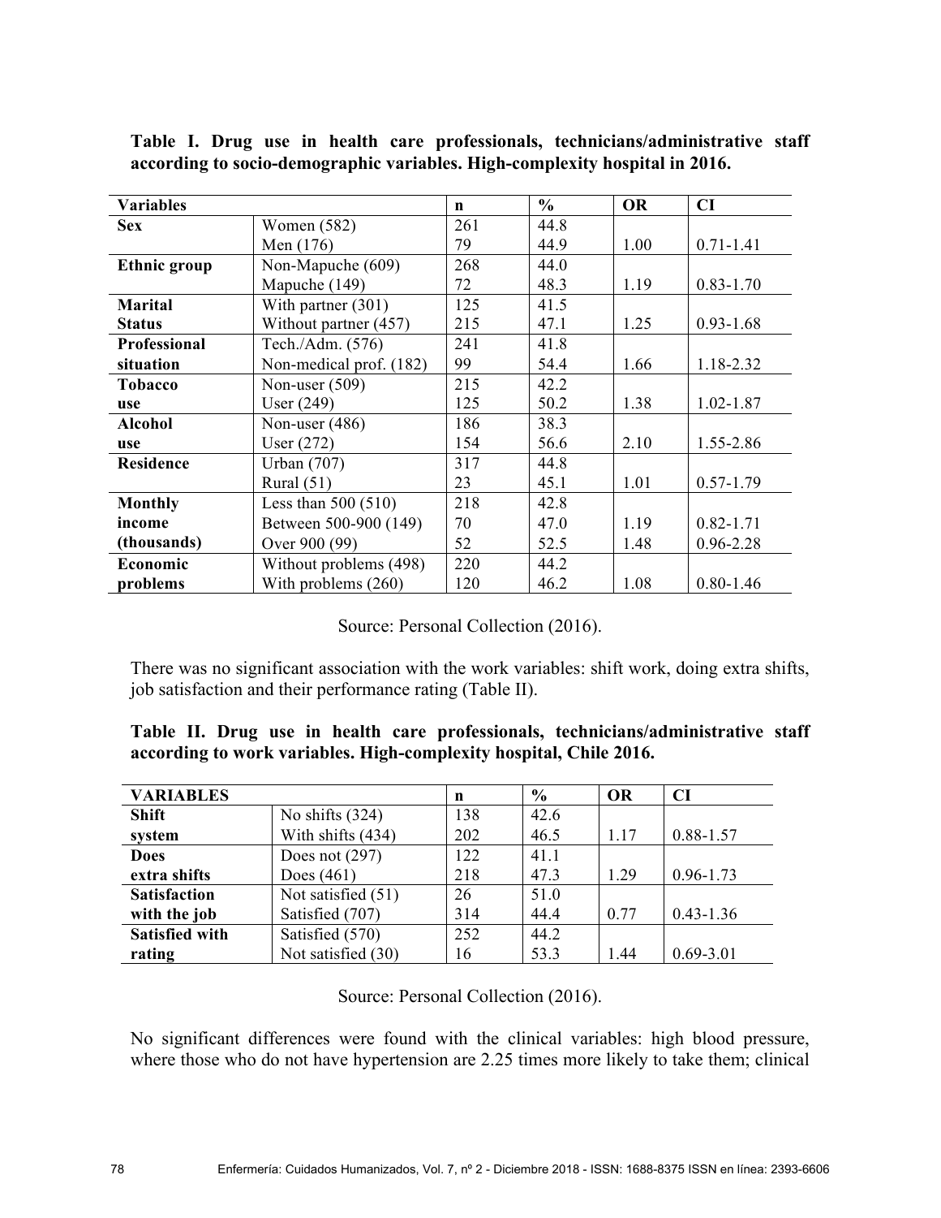**Table I. Drug use in health care professionals, technicians/administrative staff according to socio-demographic variables. High-complexity hospital in 2016.**

| Variables | | n | % | OR | CI |
|---|---|---|---|---|---|
| **Sex** | Women (582) | 261 | 44.8 | | |
| | Men (176) | 79 | 44.9 | 1.00 | 0.71-1.41 |
| **Ethnic group** | Non-Mapuche (609) | 268 | 44.0 | | |
| | Mapuche (149) | 72 | 48.3 | 1.19 | 0.83-1.70 |
| **Marital Status** | With partner (301) | 125 | 41.5 | | |
| | Without partner (457) | 215 | 47.1 | 1.25 | 0.93-1.68 |
| **Professional situation** | Tech./Adm. (576) | 241 | 41.8 | | |
| | Non-medical prof. (182) | 99 | 54.4 | 1.66 | 1.18-2.32 |
| **Tobacco use** | Non-user (509) | 215 | 42.2 | | |
| | User (249) | 125 | 50.2 | 1.38 | 1.02-1.87 |
| **Alcohol use** | Non-user (486) | 186 | 38.3 | | |
| | User (272) | 154 | 56.6 | 2.10 | 1.55-2.86 |
| **Residence** | Urban (707) | 317 | 44.8 | | |
| | Rural (51) | 23 | 45.1 | 1.01 | 0.57-1.79 |
| **Monthly income (thousands)** | Less than 500 (510) | 218 | 42.8 | | |
| | Between 500-900 (149) | 70 | 47.0 | 1.19 | 0.82-1.71 |
| | Over 900 (99) | 52 | 52.5 | 1.48 | 0.96-2.28 |
| **Economic problems** | Without problems (498) | 220 | 44.2 | | |
| | With problems (260) | 120 | 46.2 | 1.08 | 0.80-1.46 |

Source: Personal Collection (2016).

There was no significant association with the work variables: shift work, doing extra shifts, job satisfaction and their performance rating (Table II).

**Table II. Drug use in health care professionals, technicians/administrative staff according to work variables. High-complexity hospital, Chile 2016.**

| VARIABLES | | n | % | OR | CI |
|---|---|---|---|---|---|
| **Shift system** | No shifts (324) | 138 | 42.6 | | |
| | With shifts (434) | 202 | 46.5 | 1.17 | 0.88-1.57 |
| **Does extra shifts** | Does not (297) | 122 | 41.1 | | |
| | Does (461) | 218 | 47.3 | 1.29 | 0.96-1.73 |
| **Satisfaction with the job** | Not satisfied (51) | 26 | 51.0 | | |
| | Satisfied (707) | 314 | 44.4 | 0.77 | 0.43-1.36 |
| **Satisfied with rating** | Satisfied (570) | 252 | 44.2 | | |
| | Not satisfied (30) | 16 | 53.3 | 1.44 | 0.69-3.01 |

Source: Personal Collection (2016).

No significant differences were found with the clinical variables: high blood pressure, where those who do not have hypertension are 2.25 times more likely to take them; clinical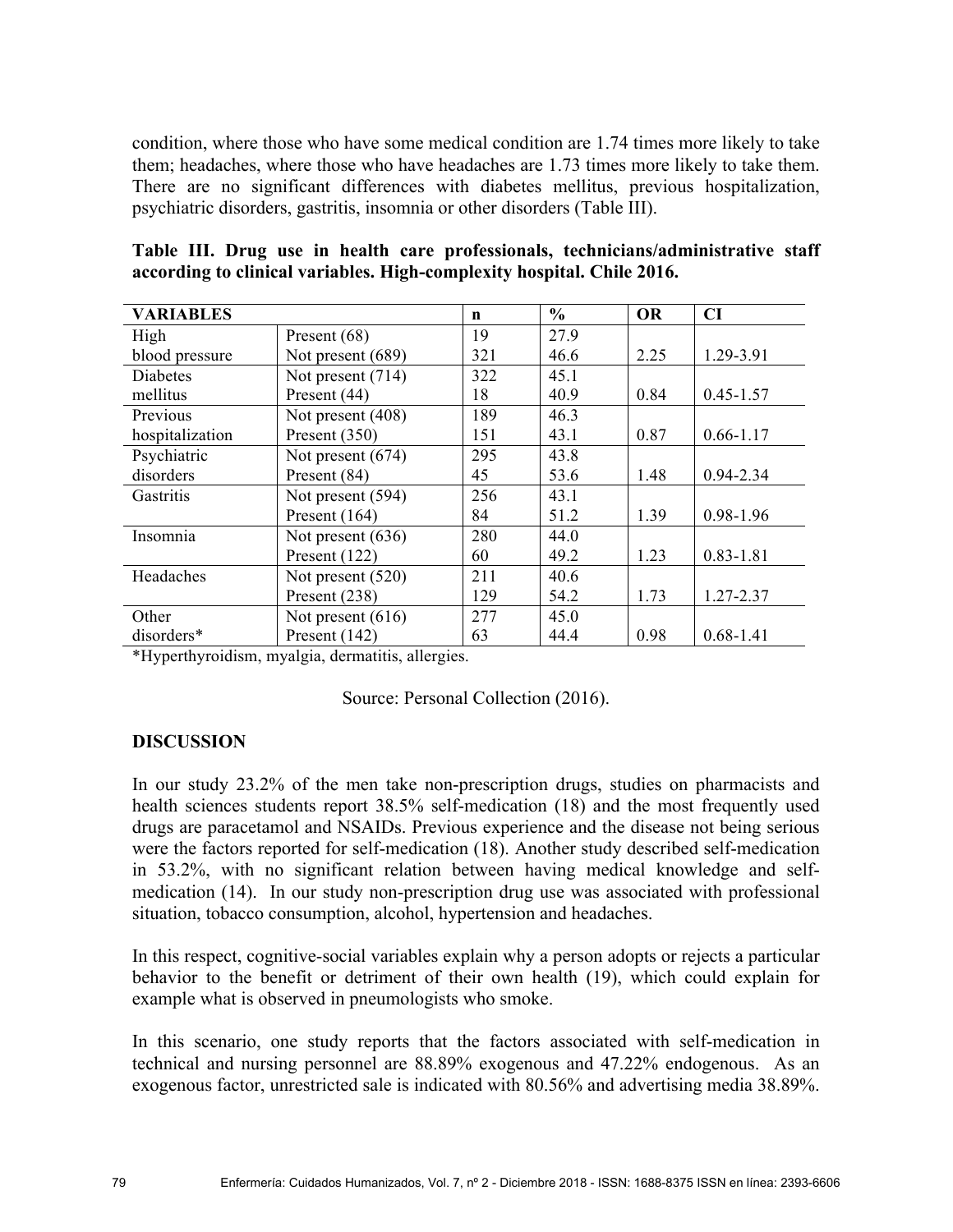condition, where those who have some medical condition are 1.74 times more likely to take them; headaches, where those who have headaches are 1.73 times more likely to take them. There are no significant differences with diabetes mellitus, previous hospitalization, psychiatric disorders, gastritis, insomnia or other disorders (Table III).

**Table III. Drug use in health care professionals, technicians/administrative staff according to clinical variables. High-complexity hospital. Chile 2016.**

| VARIABLES | | n | % | OR | CI |
|---|---|---|---|---|---|
| High blood pressure | Present (68) | 19 | 27.9 | | |
| | Not present (689) | 321 | 46.6 | 2.25 | 1.29-3.91 |
| Diabetes mellitus | Not present (714) | 322 | 45.1 | | |
| | Present (44) | 18 | 40.9 | 0.84 | 0.45-1.57 |
| Previous hospitalization | Not present (408) | 189 | 46.3 | | |
| | Present (350) | 151 | 43.1 | 0.87 | 0.66-1.17 |
| Psychiatric disorders | Not present (674) | 295 | 43.8 | | |
| | Present (84) | 45 | 53.6 | 1.48 | 0.94-2.34 |
| Gastritis | Not present (594) | 256 | 43.1 | | |
| | Present (164) | 84 | 51.2 | 1.39 | 0.98-1.96 |
| Insomnia | Not present (636) | 280 | 44.0 | | |
| | Present (122) | 60 | 49.2 | 1.23 | 0.83-1.81 |
| Headaches | Not present (520) | 211 | 40.6 | | |
| | Present (238) | 129 | 54.2 | 1.73 | 1.27-2.37 |
| Other disorders* | Not present (616) | 277 | 45.0 | | |
| | Present (142) | 63 | 44.4 | 0.98 | 0.68-1.41 |

*Hyperthyroidism, myalgia, dermatitis, allergies.

Source: Personal Collection (2016).

## DISCUSSION

In our study 23.2% of the men take non-prescription drugs, studies on pharmacists and health sciences students report 38.5% self-medication (18) and the most frequently used drugs are paracetamol and NSAIDs. Previous experience and the disease not being serious were the factors reported for self-medication (18). Another study described self-medication in 53.2%, with no significant relation between having medical knowledge and self-medication (14). In our study non-prescription drug use was associated with professional situation, tobacco consumption, alcohol, hypertension and headaches.

In this respect, cognitive-social variables explain why a person adopts or rejects a particular behavior to the benefit or detriment of their own health (19), which could explain for example what is observed in pneumologists who smoke.

In this scenario, one study reports that the factors associated with self-medication in technical and nursing personnel are 88.89% exogenous and 47.22% endogenous. As an exogenous factor, unrestricted sale is indicated with 80.56% and advertising media 38.89%.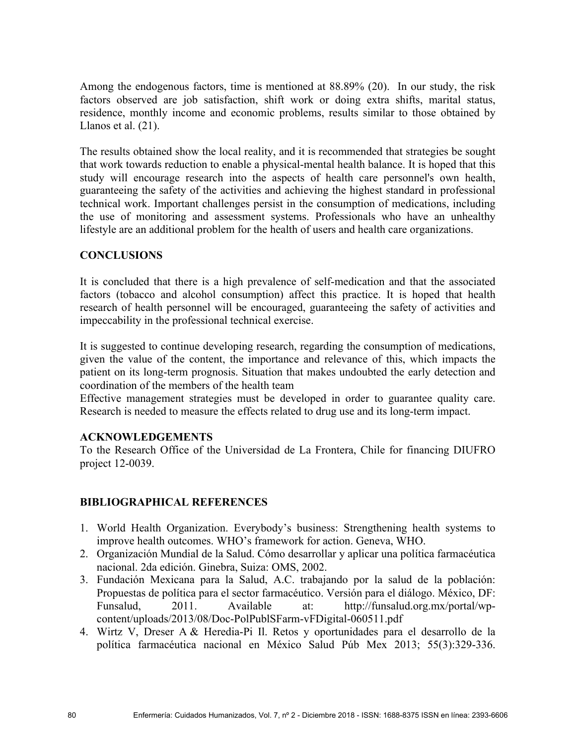Among the endogenous factors, time is mentioned at 88.89% (20). In our study, the risk factors observed are job satisfaction, shift work or doing extra shifts, marital status, residence, monthly income and economic problems, results similar to those obtained by Llanos et al. (21).

The results obtained show the local reality, and it is recommended that strategies be sought that work towards reduction to enable a physical-mental health balance. It is hoped that this study will encourage research into the aspects of health care personnel's own health, guaranteeing the safety of the activities and achieving the highest standard in professional technical work. Important challenges persist in the consumption of medications, including the use of monitoring and assessment systems. Professionals who have an unhealthy lifestyle are an additional problem for the health of users and health care organizations.

## CONCLUSIONS

It is concluded that there is a high prevalence of self-medication and that the associated factors (tobacco and alcohol consumption) affect this practice. It is hoped that health research of health personnel will be encouraged, guaranteeing the safety of activities and impeccability in the professional technical exercise.

It is suggested to continue developing research, regarding the consumption of medications, given the value of the content, the importance and relevance of this, which impacts the patient on its long-term prognosis. Situation that makes undoubted the early detection and coordination of the members of the health team

Effective management strategies must be developed in order to guarantee quality care. Research is needed to measure the effects related to drug use and its long-term impact.

## ACKNOWLEDGEMENTS

To the Research Office of the Universidad de La Frontera, Chile for financing DIUFRO project 12-0039.

## BIBLIOGRAPHICAL REFERENCES

1. World Health Organization. Everybody's business: Strengthening health systems to improve health outcomes. WHO's framework for action. Geneva, WHO.
2. Organización Mundial de la Salud. Cómo desarrollar y aplicar una política farmacéutica nacional. 2da edición. Ginebra, Suiza: OMS, 2002.
3. Fundación Mexicana para la Salud, A.C. trabajando por la salud de la población: Propuestas de política para el sector farmacéutico. Versión para el diálogo. México, DF: Funsalud, 2011. Available at: http://funsalud.org.mx/portal/wp-content/uploads/2013/08/Doc-PolPublSFarm-vFDigital-060511.pdf
4. Wirtz V, Dreser A & Heredia-Pi Il. Retos y oportunidades para el desarrollo de la política farmacéutica nacional en México Salud Púb Mex 2013; 55(3):329-336.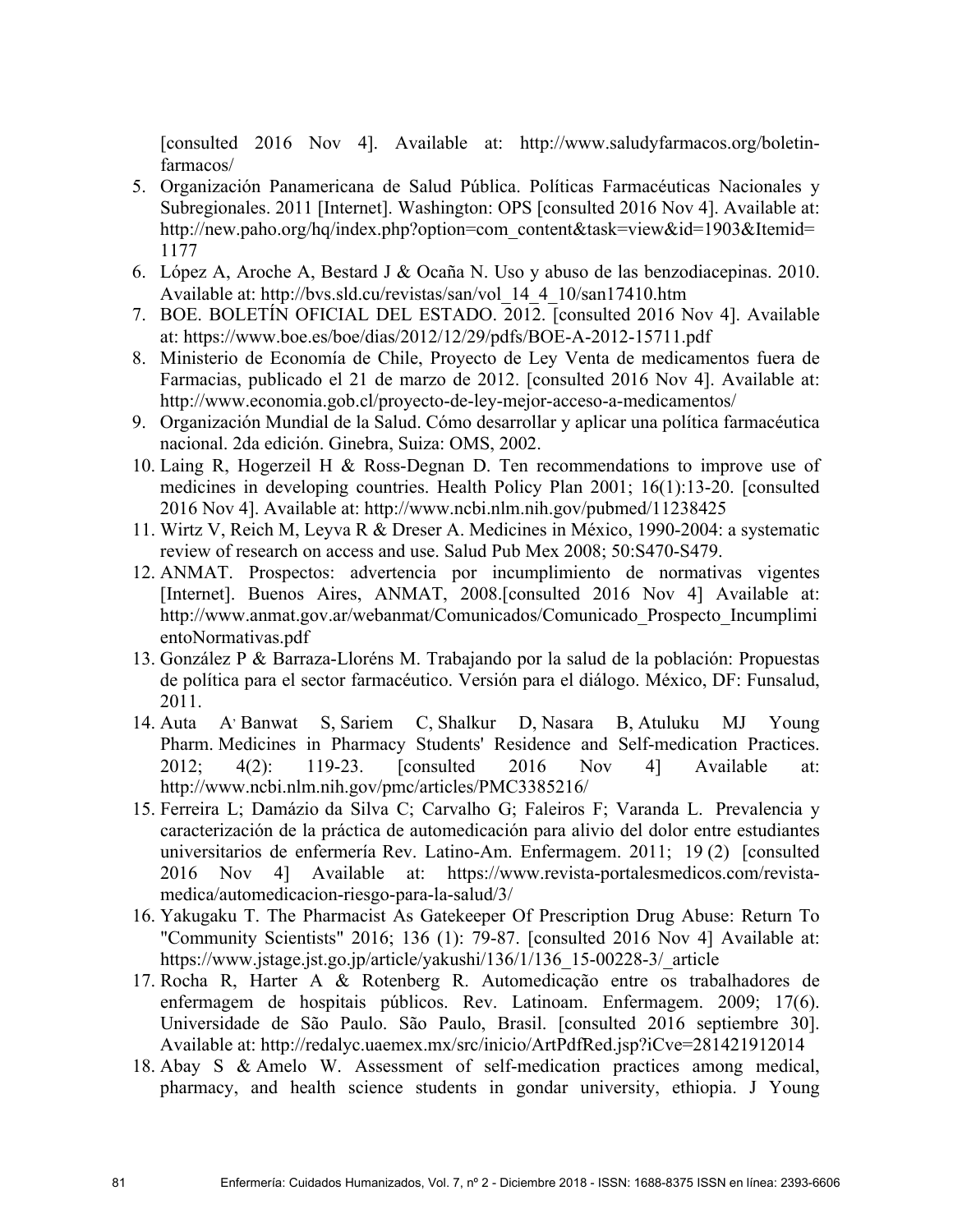[consulted 2016 Nov 4]. Available at: http://www.saludyfarmacos.org/boletin-farmacos/

5. Organización Panamericana de Salud Pública. Políticas Farmacéuticas Nacionales y Subregionales. 2011 [Internet]. Washington: OPS [consulted 2016 Nov 4]. Available at: http://new.paho.org/hq/index.php?option=com_content&task=view&id=1903&Itemid=1177
6. López A, Aroche A, Bestard J & Ocaña N. Uso y abuso de las benzodiacepinas. 2010. Available at: http://bvs.sld.cu/revistas/san/vol_14_4_10/san17410.htm
7. BOE. BOLETÍN OFICIAL DEL ESTADO. 2012. [consulted 2016 Nov 4]. Available at: https://www.boe.es/boe/dias/2012/12/29/pdfs/BOE-A-2012-15711.pdf
8. Ministerio de Economía de Chile, Proyecto de Ley Venta de medicamentos fuera de Farmacias, publicado el 21 de marzo de 2012. [consulted 2016 Nov 4]. Available at: http://www.economia.gob.cl/proyecto-de-ley-mejor-acceso-a-medicamentos/
9. Organización Mundial de la Salud. Cómo desarrollar y aplicar una política farmacéutica nacional. 2da edición. Ginebra, Suiza: OMS, 2002.
10. Laing R, Hogerzeil H & Ross-Degnan D. Ten recommendations to improve use of medicines in developing countries. Health Policy Plan 2001; 16(1):13-20. [consulted 2016 Nov 4]. Available at: http://www.ncbi.nlm.nih.gov/pubmed/11238425
11. Wirtz V, Reich M, Leyva R & Dreser A. Medicines in México, 1990-2004: a systematic review of research on access and use. Salud Pub Mex 2008; 50:S470-S479.
12. ANMAT. Prospectos: advertencia por incumplimiento de normativas vigentes [Internet]. Buenos Aires, ANMAT, 2008.[consulted 2016 Nov 4] Available at: http://www.anmat.gov.ar/webanmat/Comunicados/Comunicado_Prospecto_IncumplimientoNormativas.pdf
13. González P & Barraza-Lloréns M. Trabajando por la salud de la población: Propuestas de política para el sector farmacéutico. Versión para el diálogo. México, DF: Funsalud, 2011.
14. Auta A, Banwat S, Sariem C, Shalkur D, Nasara B, Atuluku MJ Young Pharm. Medicines in Pharmacy Students' Residence and Self-medication Practices. 2012; 4(2): 119-23. [consulted 2016 Nov 4] Available at: http://www.ncbi.nlm.nih.gov/pmc/articles/PMC3385216/
15. Ferreira L; Damázio da Silva C; Carvalho G; Faleiros F; Varanda L. Prevalencia y caracterización de la práctica de automedicación para alivio del dolor entre estudiantes universitarios de enfermería Rev. Latino-Am. Enfermagem. 2011; 19 (2) [consulted 2016 Nov 4] Available at: https://www.revista-portalesmedicos.com/revista-medica/automedicacion-riesgo-para-la-salud/3/
16. Yakugaku T. The Pharmacist As Gatekeeper Of Prescription Drug Abuse: Return To "Community Scientists" 2016; 136 (1): 79-87. [consulted 2016 Nov 4] Available at: https://www.jstage.jst.go.jp/article/yakushi/136/1/136_15-00228-3/_article
17. Rocha R, Harter A & Rotenberg R. Automedicação entre os trabalhadores de enfermagem de hospitais públicos. Rev. Latinoam. Enfermagem. 2009; 17(6). Universidade de São Paulo. São Paulo, Brasil. [consulted 2016 septiembre 30]. Available at: http://redalyc.uaemex.mx/src/inicio/ArtPdfRed.jsp?iCve=281421912014
18. Abay S & Amelo W. Assessment of self-medication practices among medical, pharmacy, and health science students in gondar university, ethiopia. J Young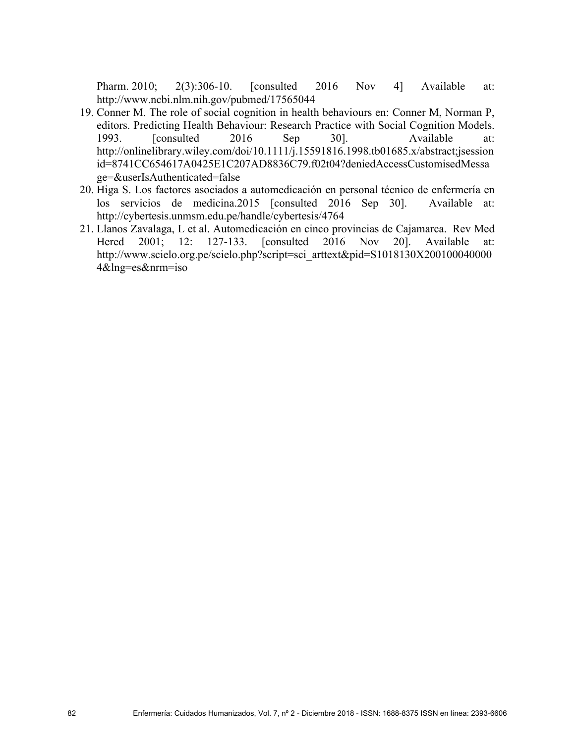Pharm. 2010; 2(3):306-10. [consulted 2016 Nov 4] Available at: http://www.ncbi.nlm.nih.gov/pubmed/17565044

19. Conner M. The role of social cognition in health behaviours en: Conner M, Norman P, editors. Predicting Health Behaviour: Research Practice with Social Cognition Models. 1993. [consulted 2016 Sep 30]. Available at: http://onlinelibrary.wiley.com/doi/10.1111/j.15591816.1998.tb01685.x/abstract;jsessionid=8741CC654617A0425E1C207AD8836C79.f02t04?deniedAccessCustomisedMessage=&userIsAuthenticated=false
20. Higa S. Los factores asociados a automedicación en personal técnico de enfermería en los servicios de medicina.2015 [consulted 2016 Sep 30]. Available at: http://cybertesis.unmsm.edu.pe/handle/cybertesis/4764
21. Llanos Zavalaga, L et al. Automedicación en cinco provincias de Cajamarca. Rev Med Hered 2001; 12: 127-133. [consulted 2016 Nov 20]. Available at: http://www.scielo.org.pe/scielo.php?script=sci_arttext&pid=S1018130X2001000400004&lng=es&nrm=iso